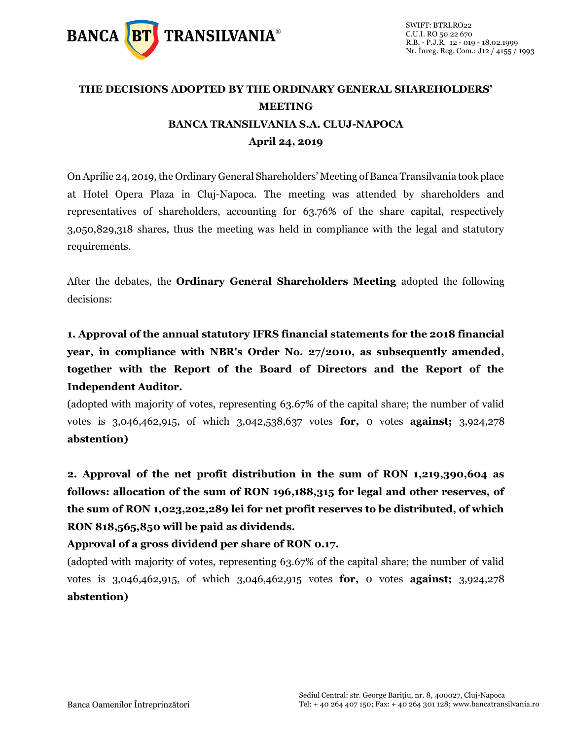SWIFT: BTRLRO22
C.U.I. RO 50 22 670
R.B. - P.J.R. 12 - 019 - 18.02.1999
Nr. Înreg. Reg. Com.: J12 / 4155 / 1993

# THE DECISIONS ADOPTED BY THE ORDINARY GENERAL SHAREHOLDERS' MEETING
# BANCA TRANSILVANIA S.A. CLUJ-NAPOCA
# April 24, 2019

On Aprilie 24, 2019, the Ordinary General Shareholders' Meeting of Banca Transilvania took place at Hotel Opera Plaza in Cluj-Napoca. The meeting was attended by shareholders and representatives of shareholders, accounting for 63.76% of the share capital, respectively 3,050,829,318 shares, thus the meeting was held in compliance with the legal and statutory requirements.

After the debates, the **Ordinary General Shareholders Meeting** adopted the following decisions:

**1. Approval of the annual statutory IFRS financial statements for the 2018 financial year, in compliance with NBR's Order No. 27/2010, as subsequently amended, together with the Report of the Board of Directors and the Report of the Independent Auditor.**

(adopted with majority of votes, representing 63.67% of the capital share; the number of valid votes is 3,046,462,915, of which 3,042,538,637 votes **for,** 0 votes **against;** 3,924,278 **abstention)**

**2. Approval of the net profit distribution in the sum of RON 1,219,390,604 as follows: allocation of the sum of RON 196,188,315 for legal and other reserves, of the sum of RON 1,023,202,289 lei for net profit reserves to be distributed, of which RON 818,565,850 will be paid as dividends.**

**Approval of a gross dividend per share of RON 0.17.**

(adopted with majority of votes, representing 63.67% of the capital share; the number of valid votes is 3,046,462,915, of which 3,046,462,915 votes **for,** 0 votes **against;** 3,924,278 **abstention)**

Banca Oamenilor Întreprinzători

Sediul Central: str. George Bariţiu, nr. 8, 400027, Cluj-Napoca
Tel: + 40 264 407 150; Fax: + 40 264 301 128; www.bancatransilvania.ro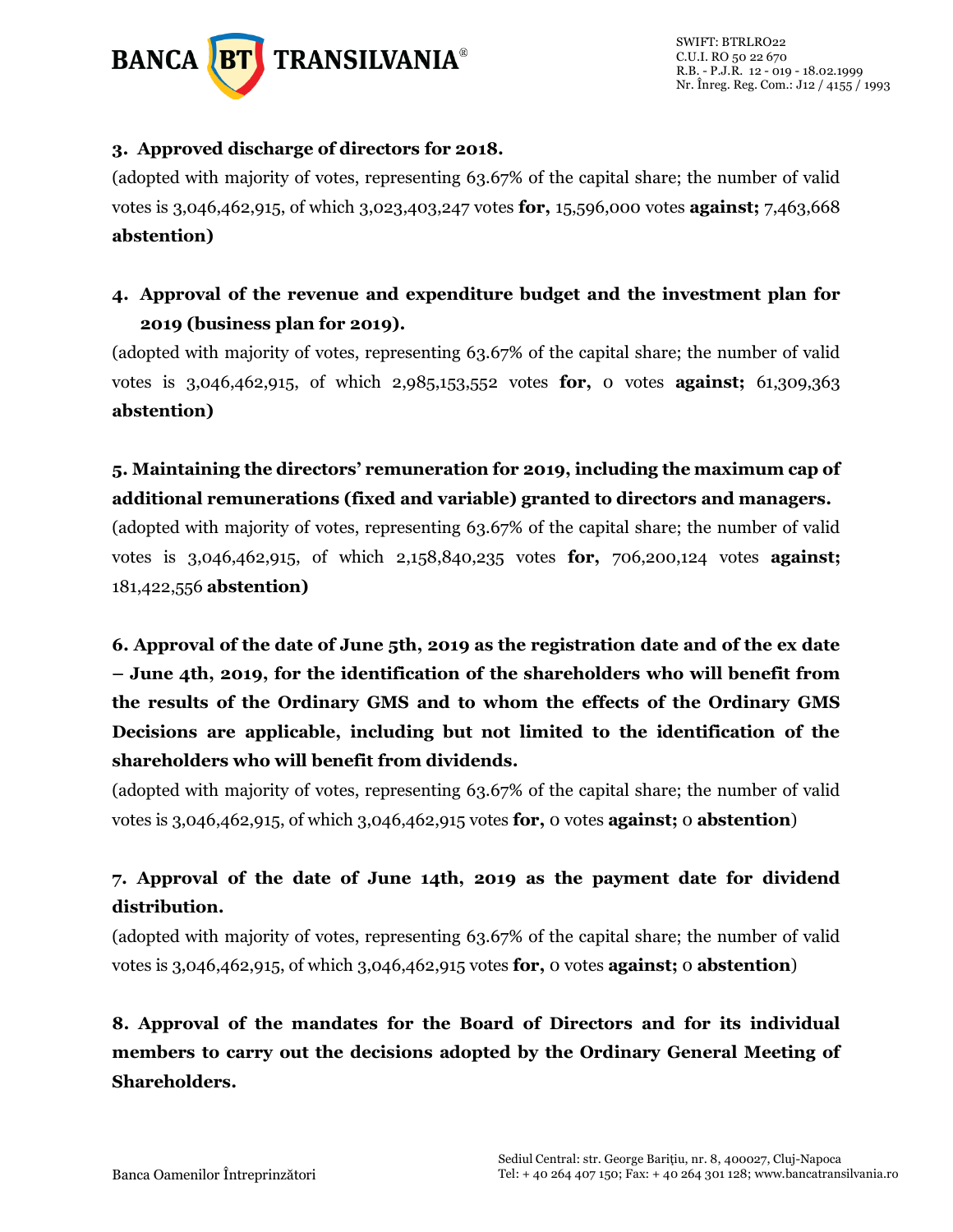**3. Approved discharge of directors for 2018.**

(adopted with majority of votes, representing 63.67% of the capital share; the number of valid votes is 3,046,462,915, of which 3,023,403,247 votes **for,** 15,596,000 votes **against;** 7,463,668 **abstention)**

**4. Approval of the revenue and expenditure budget and the investment plan for 2019 (business plan for 2019).**

(adopted with majority of votes, representing 63.67% of the capital share; the number of valid votes is 3,046,462,915, of which 2,985,153,552 votes **for,** 0 votes **against;** 61,309,363 **abstention)**

**5. Maintaining the directors' remuneration for 2019, including the maximum cap of additional remunerations (fixed and variable) granted to directors and managers.**

(adopted with majority of votes, representing 63.67% of the capital share; the number of valid votes is 3,046,462,915, of which 2,158,840,235 votes **for,** 706,200,124 votes **against;** 181,422,556 **abstention)**

**6. Approval of the date of June 5th, 2019 as the registration date and of the ex date – June 4th, 2019, for the identification of the shareholders who will benefit from the results of the Ordinary GMS and to whom the effects of the Ordinary GMS Decisions are applicable, including but not limited to the identification of the shareholders who will benefit from dividends.**

(adopted with majority of votes, representing 63.67% of the capital share; the number of valid votes is 3,046,462,915, of which 3,046,462,915 votes **for,** 0 votes **against;** 0 **abstention**)

**7. Approval of the date of June 14th, 2019 as the payment date for dividend distribution.**

(adopted with majority of votes, representing 63.67% of the capital share; the number of valid votes is 3,046,462,915, of which 3,046,462,915 votes **for,** 0 votes **against;** 0 **abstention**)

**8. Approval of the mandates for the Board of Directors and for its individual members to carry out the decisions adopted by the Ordinary General Meeting of Shareholders.**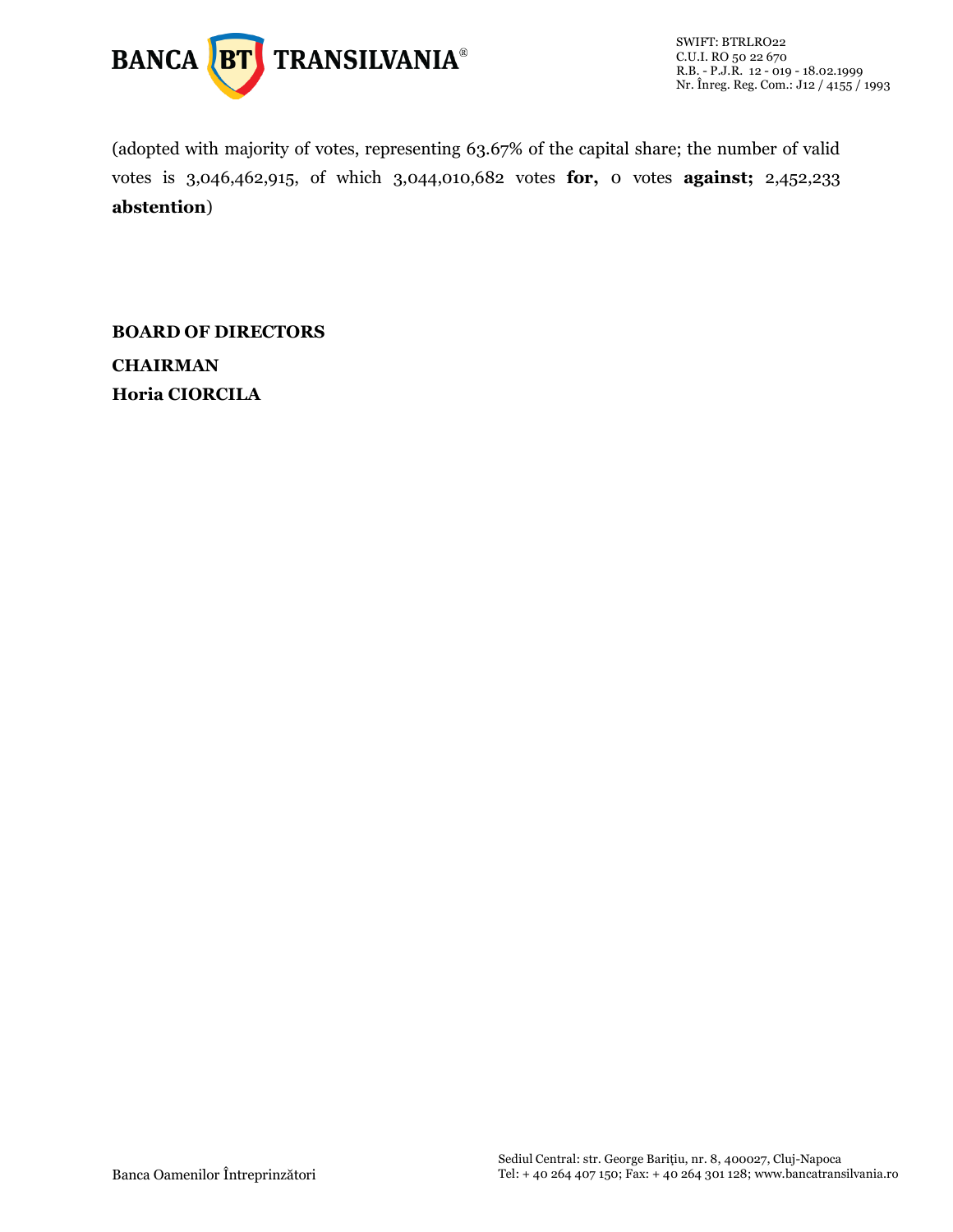(adopted with majority of votes, representing 63.67% of the capital share; the number of valid votes is 3,046,462,915, of which 3,044,010,682 votes **for,** 0 votes **against;** 2,452,233 **abstention**)

**BOARD OF DIRECTORS**

**CHAIRMAN**

**Horia CIORCILA**